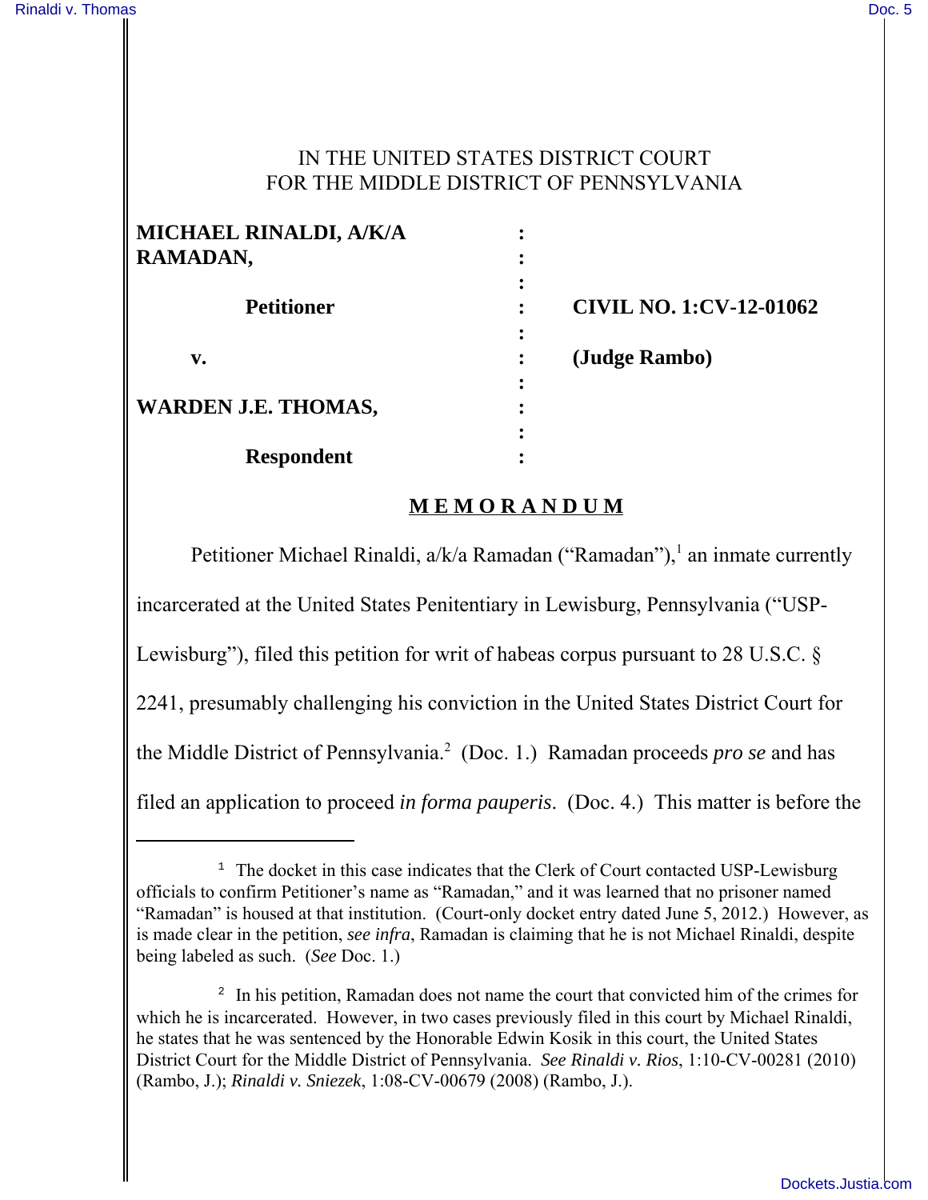IN THE UNITED STATES DISTRICT COURT
FOR THE MIDDLE DISTRICT OF PENNSYLVANIA

| | | |
|---|---|---|
| **MICHAEL RINALDI, A/K/A RAMADAN,** | : | |
| **Petitioner** | : | **CIVIL NO. 1:CV-12-01062** |
| **v.** | : | **(Judge Rambo)** |
| **WARDEN J.E. THOMAS,** | : | |
| **Respondent** | : | |

## MEMORANDUM

Petitioner Michael Rinaldi, a/k/a Ramadan ("Ramadan"),[1] an inmate currently incarcerated at the United States Penitentiary in Lewisburg, Pennsylvania ("USP-Lewisburg"), filed this petition for writ of habeas corpus pursuant to 28 U.S.C. § 2241, presumably challenging his conviction in the United States District Court for the Middle District of Pennsylvania.[2] (Doc. 1.) Ramadan proceeds *pro se* and has filed an application to proceed *in forma pauperis*. (Doc. 4.) This matter is before the

---

[1] The docket in this case indicates that the Clerk of Court contacted USP-Lewisburg officials to confirm Petitioner's name as "Ramadan," and it was learned that no prisoner named "Ramadan" is housed at that institution. (Court-only docket entry dated June 5, 2012.) However, as is made clear in the petition, *see infra*, Ramadan is claiming that he is not Michael Rinaldi, despite being labeled as such. (*See* Doc. 1.)

[2] In his petition, Ramadan does not name the court that convicted him of the crimes for which he is incarcerated. However, in two cases previously filed in this court by Michael Rinaldi, he states that he was sentenced by the Honorable Edwin Kosik in this court, the United States District Court for the Middle District of Pennsylvania. *See Rinaldi v. Rios*, 1:10-CV-00281 (2010) (Rambo, J.); *Rinaldi v. Sniezek*, 1:08-CV-00679 (2008) (Rambo, J.).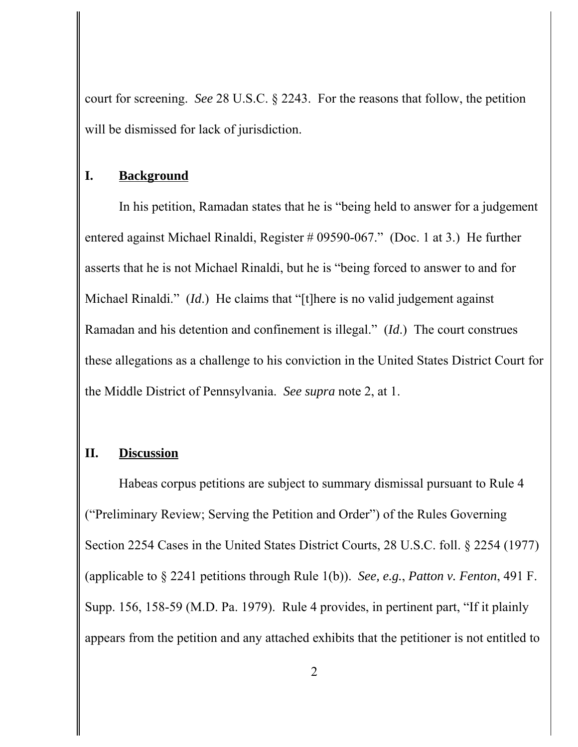court for screening. *See* 28 U.S.C. § 2243. For the reasons that follow, the petition will be dismissed for lack of jurisdiction.

## I. Background

In his petition, Ramadan states that he is "being held to answer for a judgement entered against Michael Rinaldi, Register # 09590-067." (Doc. 1 at 3.) He further asserts that he is not Michael Rinaldi, but he is "being forced to answer to and for Michael Rinaldi." (*Id*.) He claims that "[t]here is no valid judgement against Ramadan and his detention and confinement is illegal." (*Id*.) The court construes these allegations as a challenge to his conviction in the United States District Court for the Middle District of Pennsylvania. *See supra* note 2, at 1.

## II. Discussion

Habeas corpus petitions are subject to summary dismissal pursuant to Rule 4 ("Preliminary Review; Serving the Petition and Order") of the Rules Governing Section 2254 Cases in the United States District Courts, 28 U.S.C. foll. § 2254 (1977) (applicable to § 2241 petitions through Rule 1(b)). *See, e.g.*, *Patton v. Fenton*, 491 F. Supp. 156, 158-59 (M.D. Pa. 1979). Rule 4 provides, in pertinent part, "If it plainly appears from the petition and any attached exhibits that the petitioner is not entitled to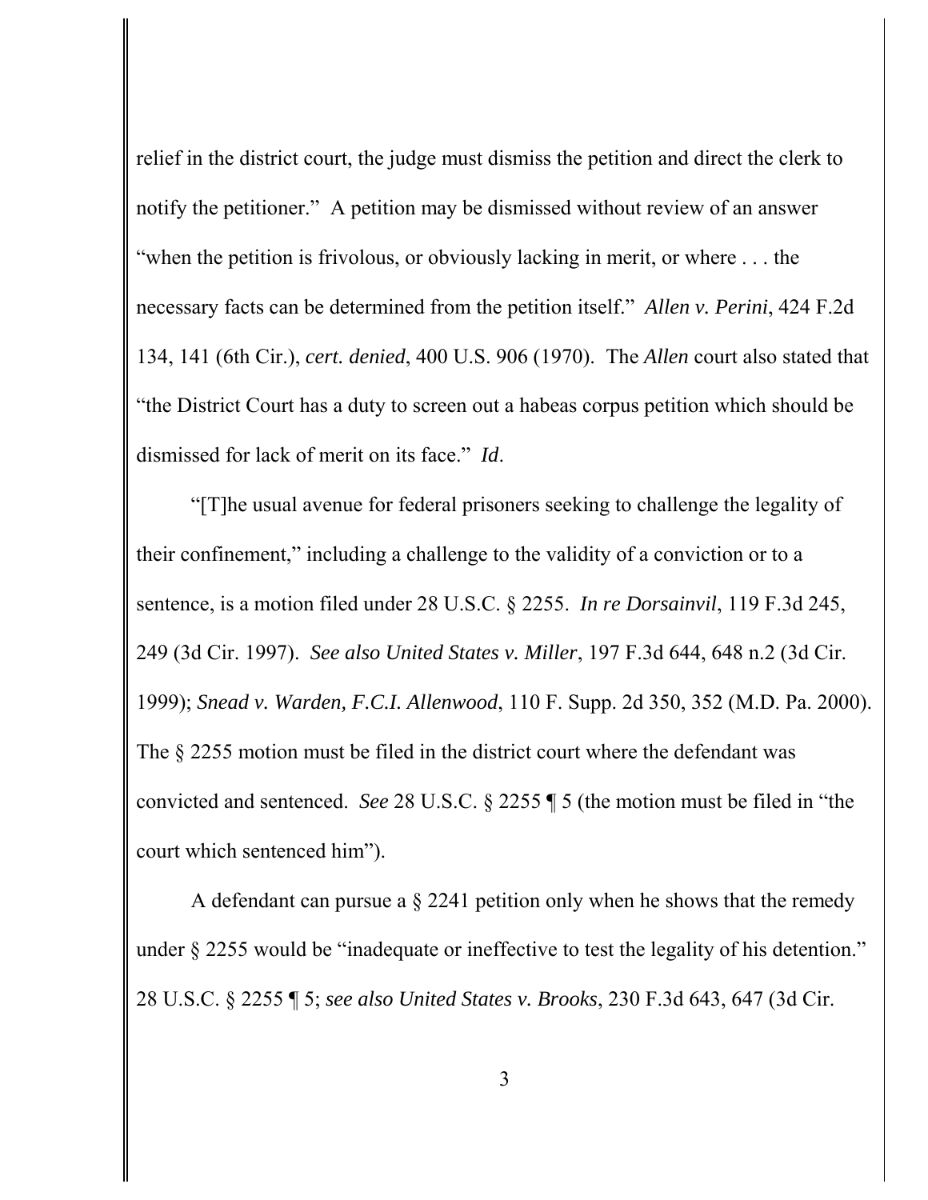relief in the district court, the judge must dismiss the petition and direct the clerk to notify the petitioner." A petition may be dismissed without review of an answer "when the petition is frivolous, or obviously lacking in merit, or where . . . the necessary facts can be determined from the petition itself." *Allen v. Perini*, 424 F.2d 134, 141 (6th Cir.), *cert. denied*, 400 U.S. 906 (1970). The *Allen* court also stated that "the District Court has a duty to screen out a habeas corpus petition which should be dismissed for lack of merit on its face." *Id*.

"[T]he usual avenue for federal prisoners seeking to challenge the legality of their confinement," including a challenge to the validity of a conviction or to a sentence, is a motion filed under 28 U.S.C. § 2255. *In re Dorsainvil*, 119 F.3d 245, 249 (3d Cir. 1997). *See also United States v. Miller*, 197 F.3d 644, 648 n.2 (3d Cir. 1999); *Snead v. Warden, F.C.I. Allenwood*, 110 F. Supp. 2d 350, 352 (M.D. Pa. 2000). The § 2255 motion must be filed in the district court where the defendant was convicted and sentenced. *See* 28 U.S.C. § 2255 ¶ 5 (the motion must be filed in "the court which sentenced him").

A defendant can pursue a § 2241 petition only when he shows that the remedy under § 2255 would be "inadequate or ineffective to test the legality of his detention." 28 U.S.C. § 2255 ¶ 5; *see also United States v. Brooks*, 230 F.3d 643, 647 (3d Cir.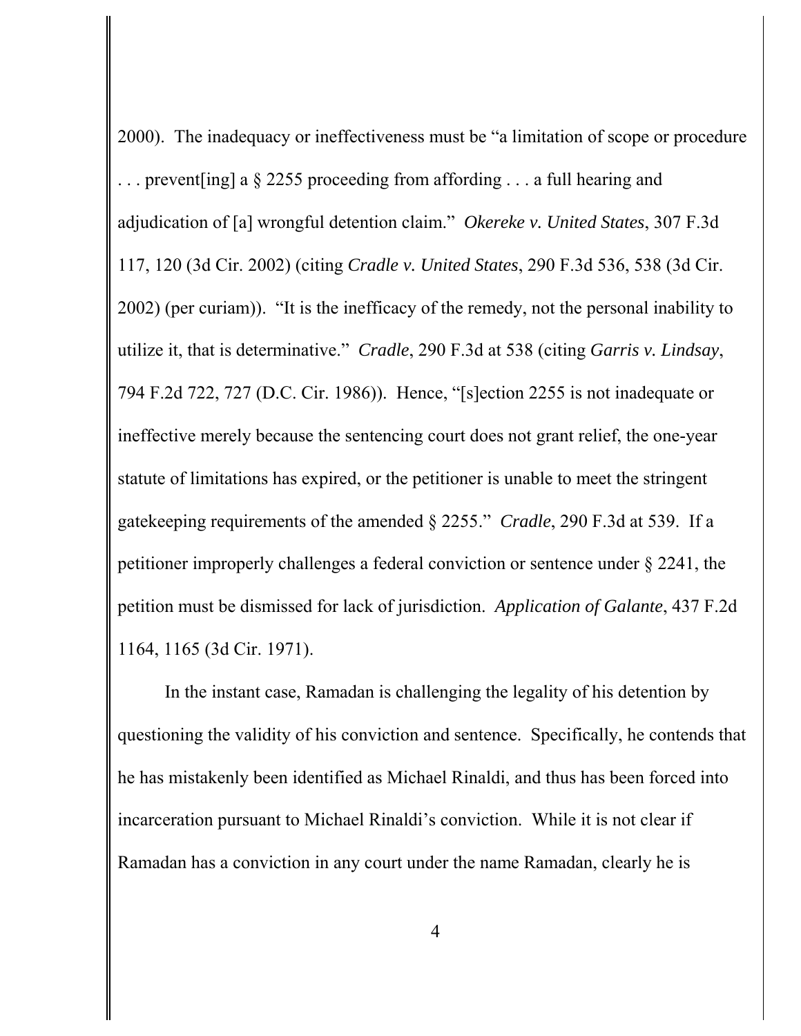2000). The inadequacy or ineffectiveness must be "a limitation of scope or procedure . . . prevent[ing] a § 2255 proceeding from affording . . . a full hearing and adjudication of [a] wrongful detention claim." *Okereke v. United States*, 307 F.3d 117, 120 (3d Cir. 2002) (citing *Cradle v. United States*, 290 F.3d 536, 538 (3d Cir. 2002) (per curiam)). "It is the inefficacy of the remedy, not the personal inability to utilize it, that is determinative." *Cradle*, 290 F.3d at 538 (citing *Garris v. Lindsay*, 794 F.2d 722, 727 (D.C. Cir. 1986)). Hence, "[s]ection 2255 is not inadequate or ineffective merely because the sentencing court does not grant relief, the one-year statute of limitations has expired, or the petitioner is unable to meet the stringent gatekeeping requirements of the amended § 2255." *Cradle*, 290 F.3d at 539. If a petitioner improperly challenges a federal conviction or sentence under § 2241, the petition must be dismissed for lack of jurisdiction. *Application of Galante*, 437 F.2d 1164, 1165 (3d Cir. 1971).

In the instant case, Ramadan is challenging the legality of his detention by questioning the validity of his conviction and sentence. Specifically, he contends that he has mistakenly been identified as Michael Rinaldi, and thus has been forced into incarceration pursuant to Michael Rinaldi's conviction. While it is not clear if Ramadan has a conviction in any court under the name Ramadan, clearly he is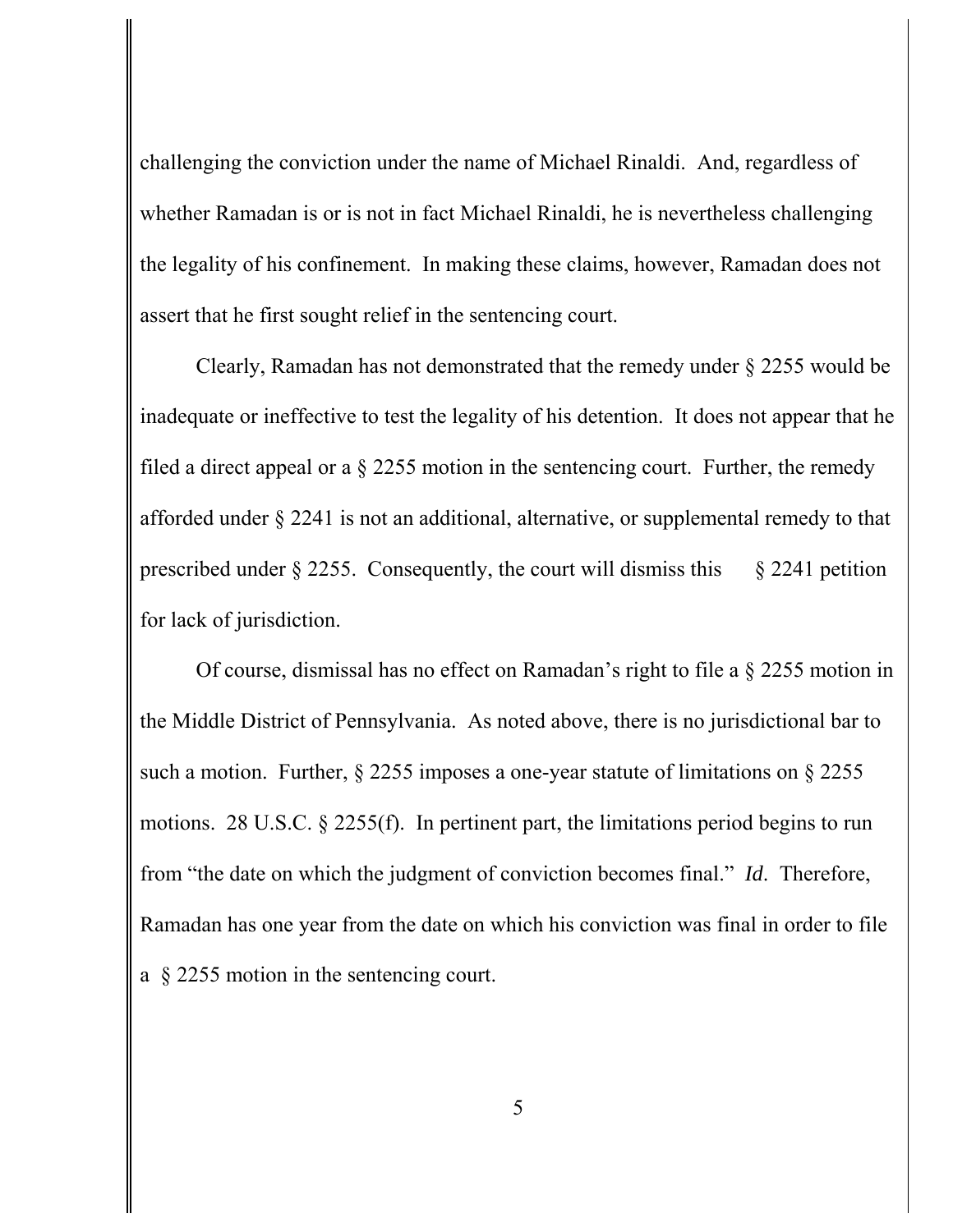challenging the conviction under the name of Michael Rinaldi. And, regardless of whether Ramadan is or is not in fact Michael Rinaldi, he is nevertheless challenging the legality of his confinement. In making these claims, however, Ramadan does not assert that he first sought relief in the sentencing court.

Clearly, Ramadan has not demonstrated that the remedy under § 2255 would be inadequate or ineffective to test the legality of his detention. It does not appear that he filed a direct appeal or a § 2255 motion in the sentencing court. Further, the remedy afforded under § 2241 is not an additional, alternative, or supplemental remedy to that prescribed under § 2255. Consequently, the court will dismiss this § 2241 petition for lack of jurisdiction.

Of course, dismissal has no effect on Ramadan's right to file a § 2255 motion in the Middle District of Pennsylvania. As noted above, there is no jurisdictional bar to such a motion. Further, § 2255 imposes a one-year statute of limitations on § 2255 motions. 28 U.S.C. § 2255(f). In pertinent part, the limitations period begins to run from "the date on which the judgment of conviction becomes final." *Id*. Therefore, Ramadan has one year from the date on which his conviction was final in order to file a § 2255 motion in the sentencing court.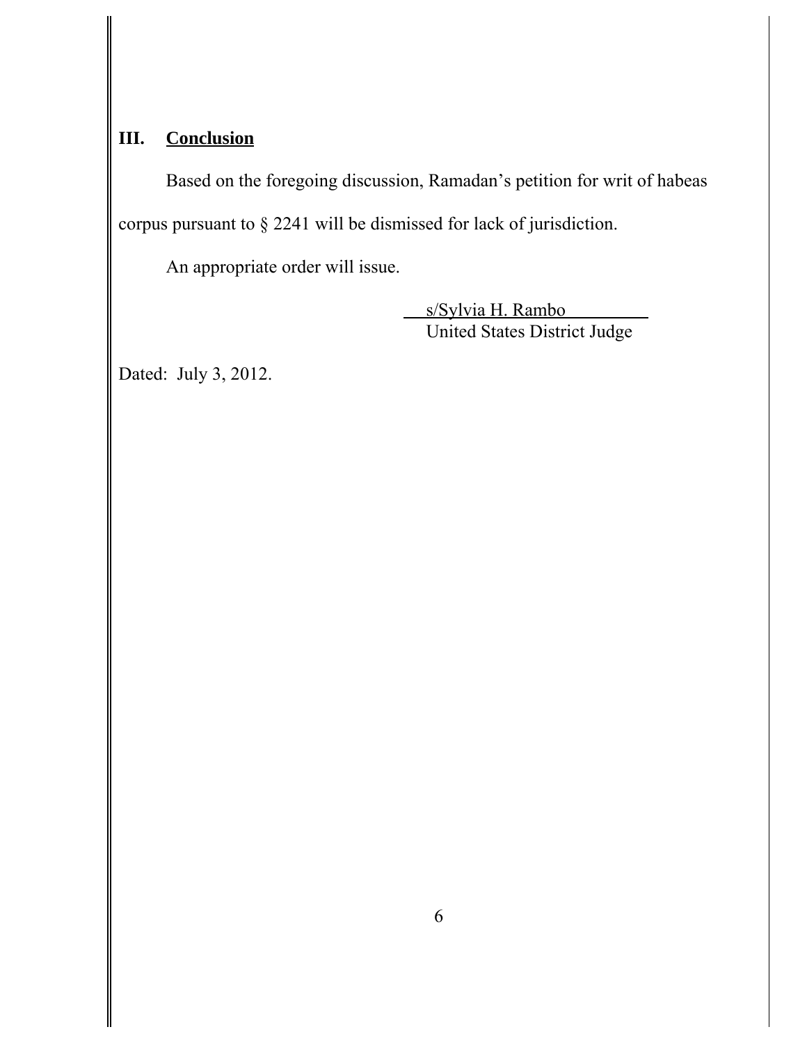## III. Conclusion

Based on the foregoing discussion, Ramadan's petition for writ of habeas corpus pursuant to § 2241 will be dismissed for lack of jurisdiction.

An appropriate order will issue.

s/Sylvia H. Rambo
United States District Judge

Dated: July 3, 2012.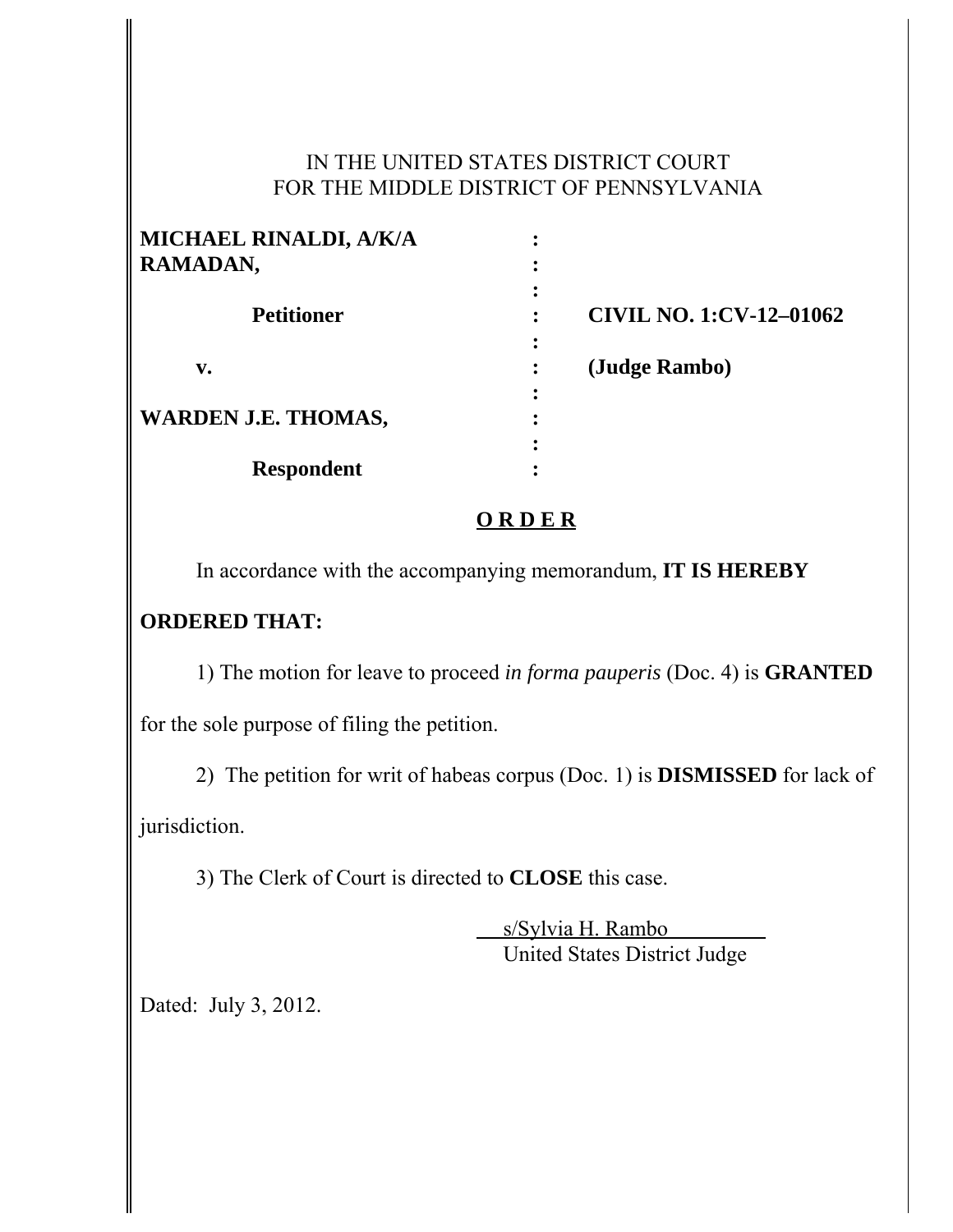IN THE UNITED STATES DISTRICT COURT
FOR THE MIDDLE DISTRICT OF PENNSYLVANIA

| | | |
|---|---|---|
| **MICHAEL RINALDI, A/K/A RAMADAN,** | : | |
| **Petitioner** | : | **CIVIL NO. 1:CV-12–01062** |
| **v.** | : | **(Judge Rambo)** |
| **WARDEN J.E. THOMAS,** | : | |
| **Respondent** | : | |

**O R D E R**

In accordance with the accompanying memorandum, **IT IS HEREBY ORDERED THAT:**

1) The motion for leave to proceed *in forma pauperis* (Doc. 4) is **GRANTED** for the sole purpose of filing the petition.

2) The petition for writ of habeas corpus (Doc. 1) is **DISMISSED** for lack of jurisdiction.

3) The Clerk of Court is directed to **CLOSE** this case.

s/Sylvia H. Rambo
United States District Judge

Dated: July 3, 2012.